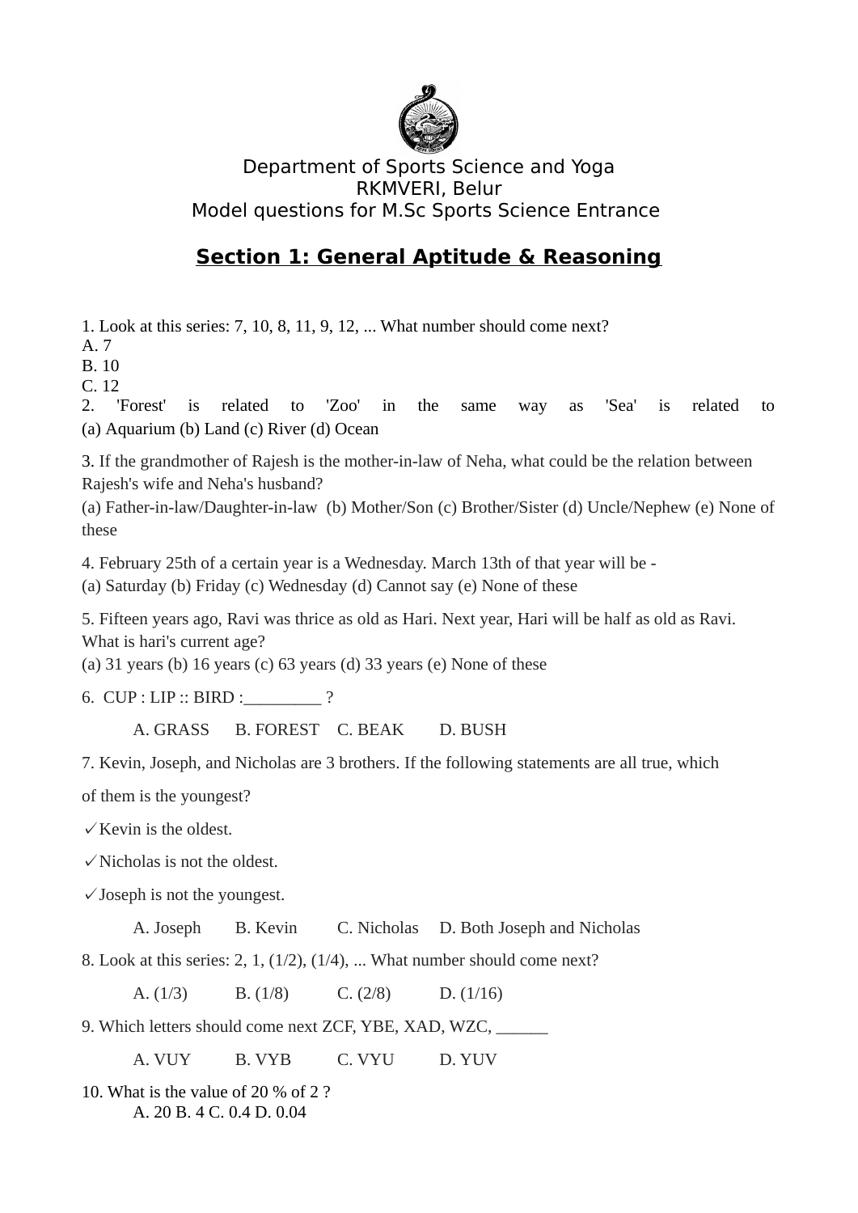Department of Sports Science and Yoga
RKMVERI, Belur
Model questions for M.Sc Sports Science Entrance

## Section 1: General Aptitude & Reasoning

1. Look at this series: 7, 10, 8, 11, 9, 12, ... What number should come next?
A. 7
B. 10
C. 12

2. 'Forest' is related to 'Zoo' in the same way as 'Sea' is related to
(a) Aquarium (b) Land (c) River (d) Ocean

3. If the grandmother of Rajesh is the mother-in-law of Neha, what could be the relation between Rajesh's wife and Neha's husband?
(a) Father-in-law/Daughter-in-law (b) Mother/Son (c) Brother/Sister (d) Uncle/Nephew (e) None of these

4. February 25th of a certain year is a Wednesday. March 13th of that year will be -
(a) Saturday (b) Friday (c) Wednesday (d) Cannot say (e) None of these

5. Fifteen years ago, Ravi was thrice as old as Hari. Next year, Hari will be half as old as Ravi. What is hari's current age?
(a) 31 years (b) 16 years (c) 63 years (d) 33 years (e) None of these

6. CUP : LIP :: BIRD :_________ ?

A. GRASS B. FOREST C. BEAK D. BUSH

7. Kevin, Joseph, and Nicholas are 3 brothers. If the following statements are all true, which of them is the youngest?

✓Kevin is the oldest.

✓Nicholas is not the oldest.

✓Joseph is not the youngest.

A. Joseph B. Kevin C. Nicholas D. Both Joseph and Nicholas

8. Look at this series: 2, 1, (1/2), (1/4), ... What number should come next?

A. (1/3) B. (1/8) C. (2/8) D. (1/16)

9. Which letters should come next ZCF, YBE, XAD, WZC, ______

A. VUY B. VYB C. VYU D. YUV

10. What is the value of 20 % of 2 ?
A. 20 B. 4 C. 0.4 D. 0.04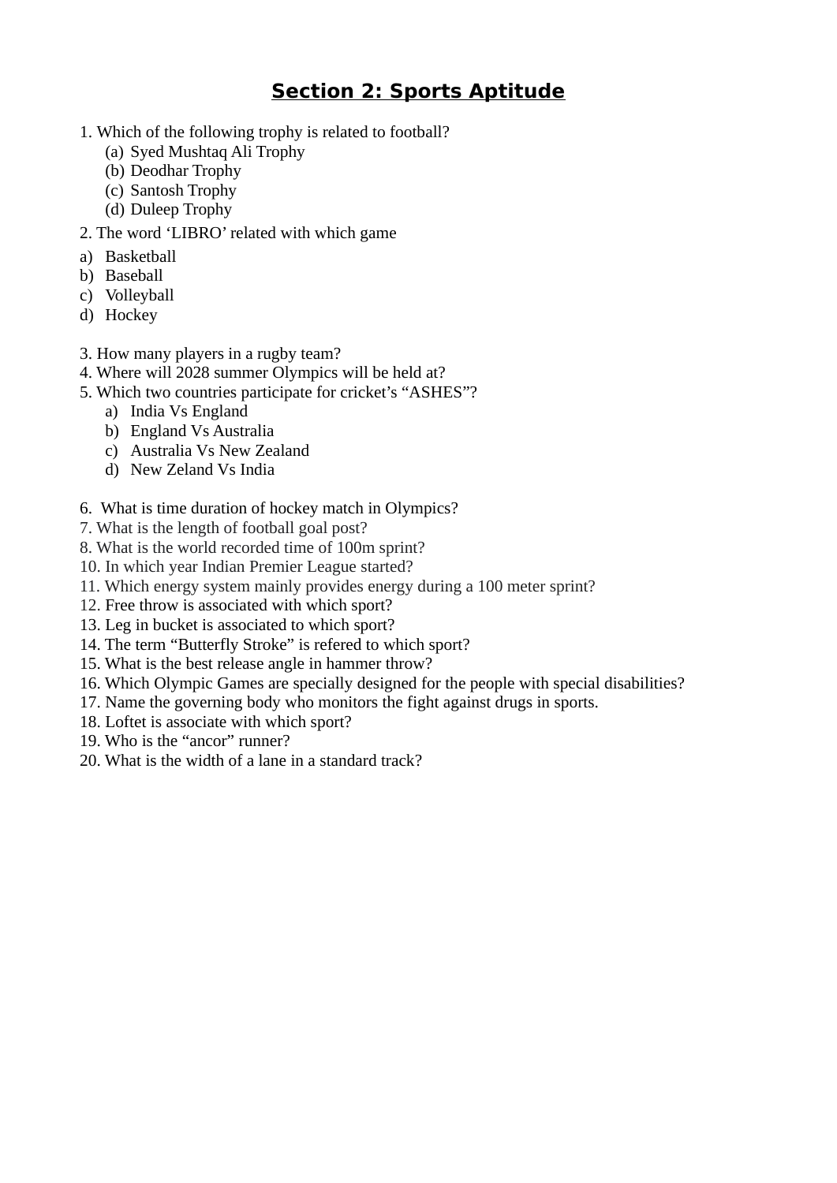# Section 2: Sports Aptitude

1. Which of the following trophy is related to football?
   - (a) Syed Mushtaq Ali Trophy
   - (b) Deodhar Trophy
   - (c) Santosh Trophy
   - (d) Duleep Trophy

2. The word ‘LIBRO’ related with which game

a) Basketball
b) Baseball
c) Volleyball
d) Hockey

3. How many players in a rugby team?
4. Where will 2028 summer Olympics will be held at?
5. Which two countries participate for cricket’s “ASHES”?
   - a) India Vs England
   - b) England Vs Australia
   - c) Australia Vs New Zealand
   - d) New Zeland Vs India

6. What is time duration of hockey match in Olympics?
7. What is the length of football goal post?
8. What is the world recorded time of 100m sprint?
10. In which year Indian Premier League started?
11. Which energy system mainly provides energy during a 100 meter sprint?
12. Free throw is associated with which sport?
13. Leg in bucket is associated to which sport?
14. The term “Butterfly Stroke” is refered to which sport?
15. What is the best release angle in hammer throw?
16. Which Olympic Games are specially designed for the people with special disabilities?
17. Name the governing body who monitors the fight against drugs in sports.
18. Loftet is associate with which sport?
19. Who is the “ancor” runner?
20. What is the width of a lane in a standard track?